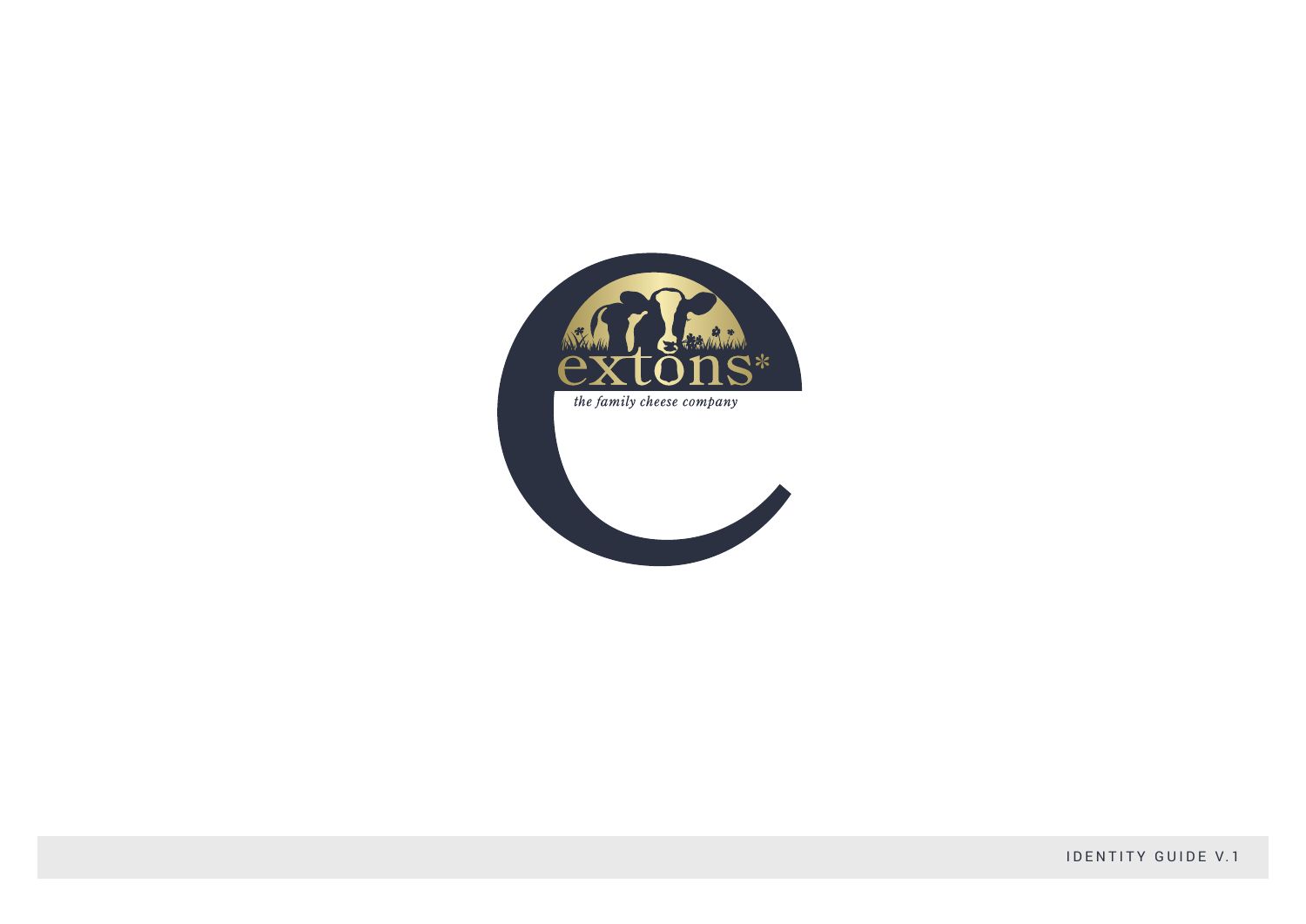extons*

*the family cheese company*

IDENTITY GUIDE V.1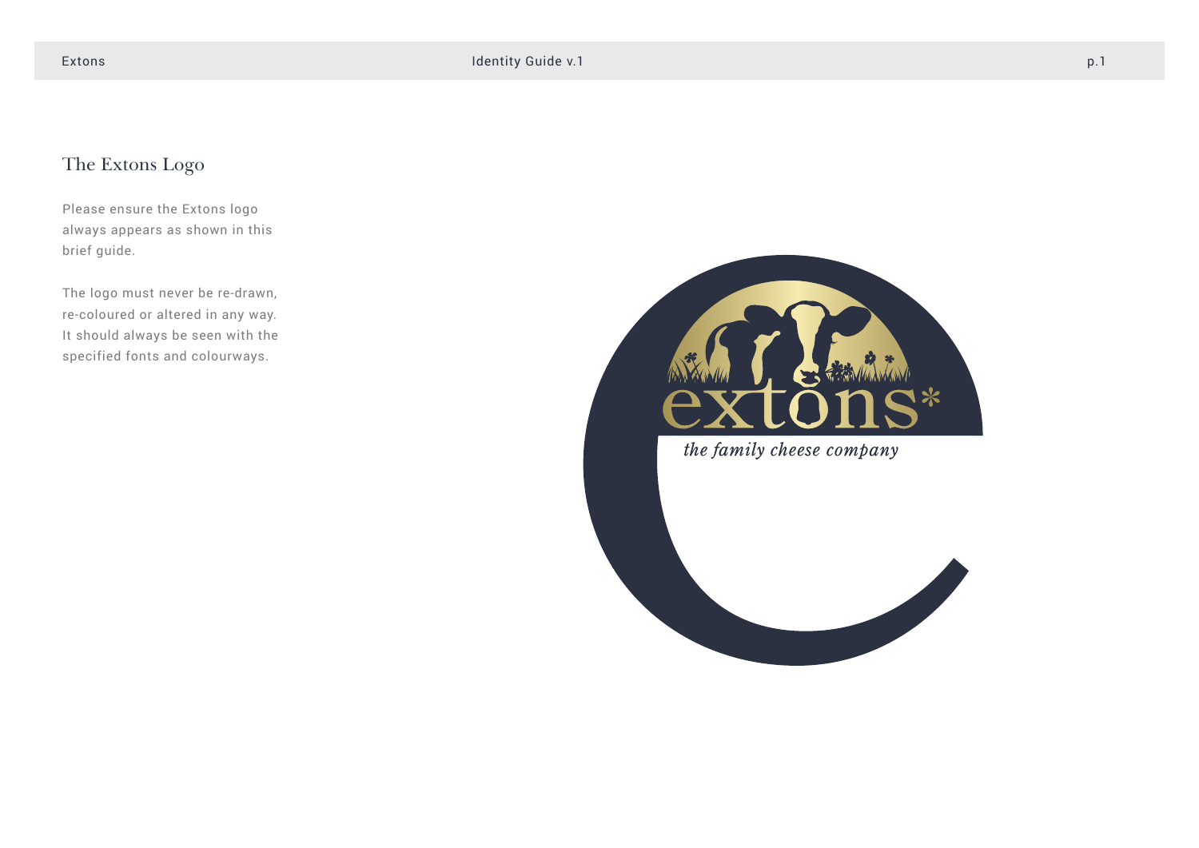## The Extons Logo

Please ensure the Extons logo always appears as shown in this brief guide.

The logo must never be re-drawn, re-coloured or altered in any way. It should always be seen with the specified fonts and colourways.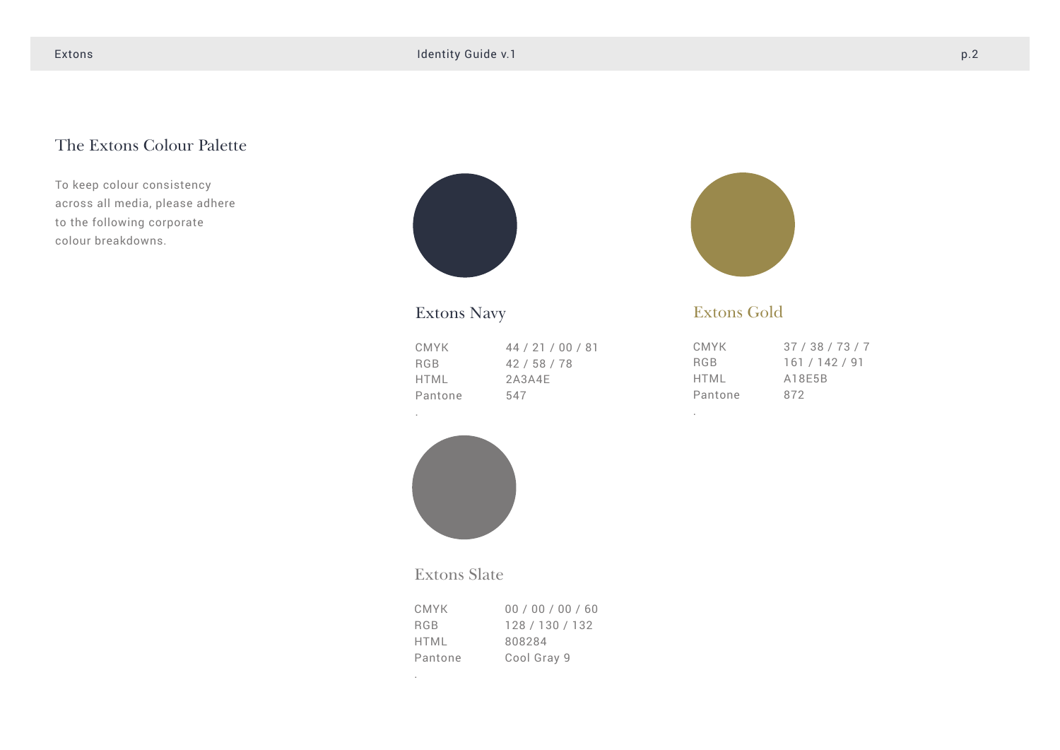# The Extons Colour Palette

To keep colour consistency across all media, please adhere to the following corporate colour breakdowns.

## Extons Navy

| | |
|---|---|
| CMYK | 44 / 21 / 00 / 81 |
| RGB | 42 / 58 / 78 |
| HTML | 2A3A4E |
| Pantone | 547 |

## Extons Gold

| | |
|---|---|
| CMYK | 37 / 38 / 73 / 7 |
| RGB | 161 / 142 / 91 |
| HTML | A18E5B |
| Pantone | 872 |

## Extons Slate

| | |
|---|---|
| CMYK | 00 / 00 / 00 / 60 |
| RGB | 128 / 130 / 132 |
| HTML | 808284 |
| Pantone | Cool Gray 9 |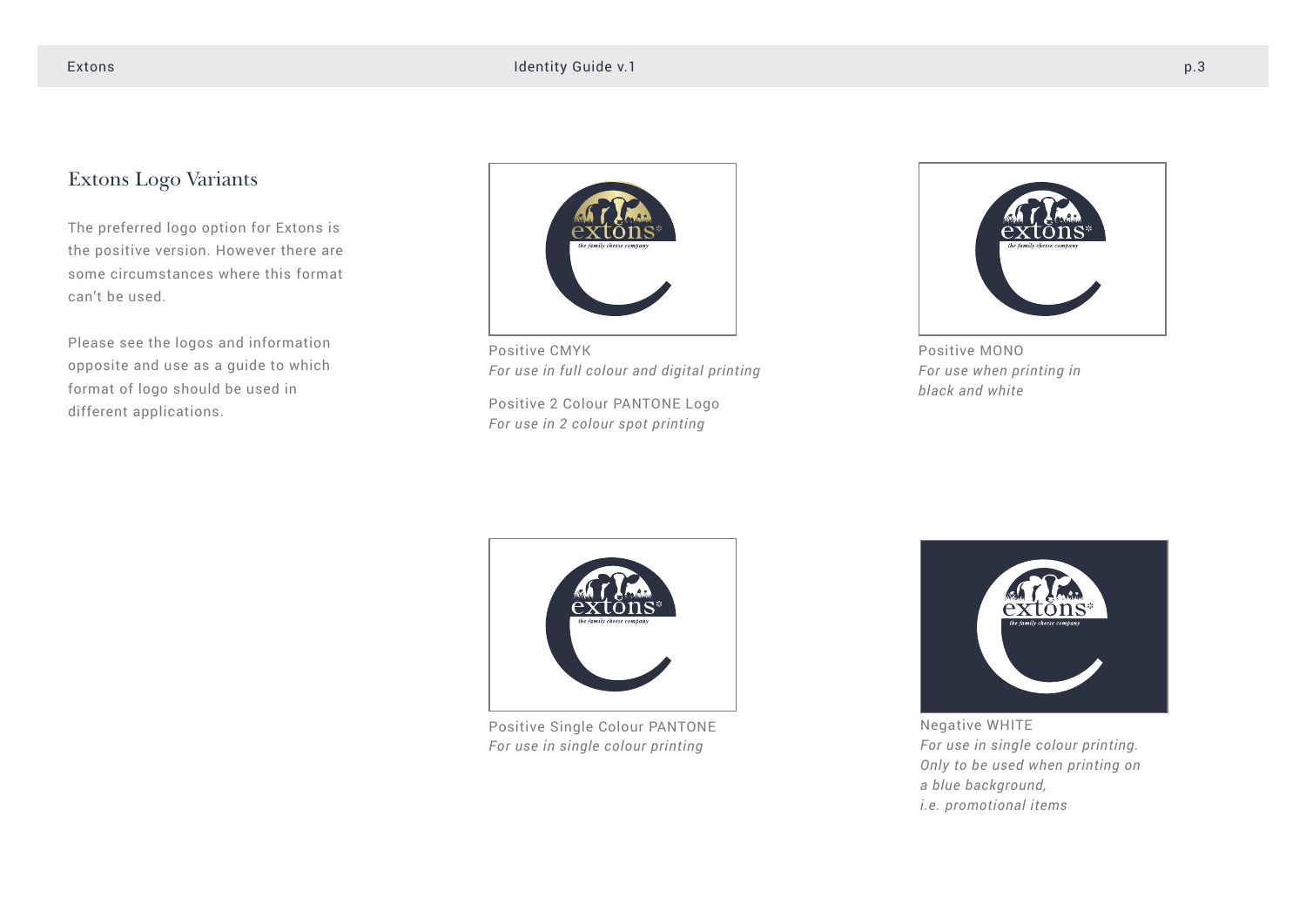## Extons Logo Variants

The preferred logo option for Extons is the positive version. However there are some circumstances where this format can't be used.

Please see the logos and information opposite and use as a guide to which format of logo should be used in different applications.

Positive CMYK
*For use in full colour and digital printing*

Positive 2 Colour PANTONE Logo
*For use in 2 colour spot printing*

Positive MONO
*For use when printing in black and white*

Positive Single Colour PANTONE
*For use in single colour printing*

Negative WHITE
*For use in single colour printing. Only to be used when printing on a blue background, i.e. promotional items*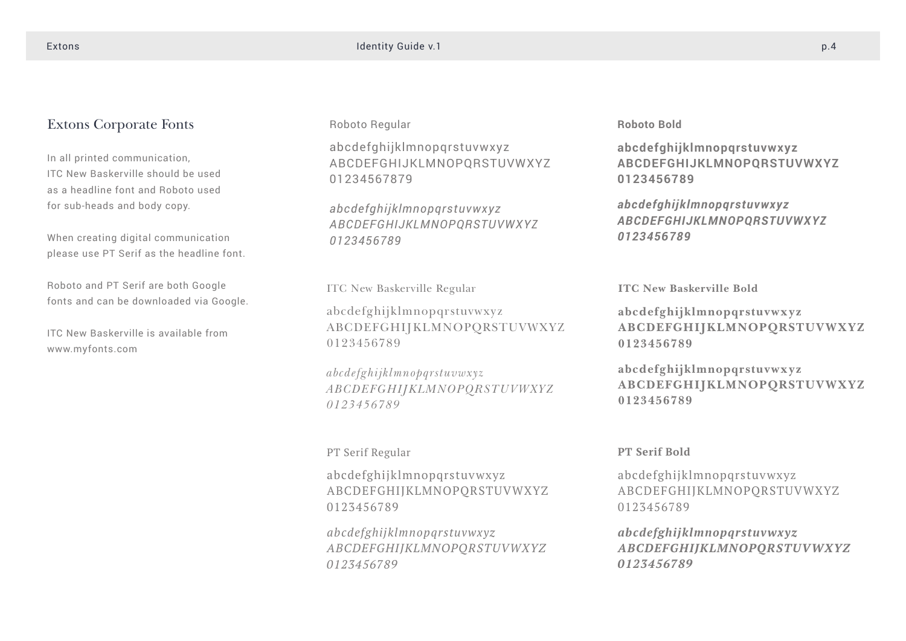## Extons Corporate Fonts

In all printed communication, ITC New Baskerville should be used as a headline font and Roboto used for sub-heads and body copy.

When creating digital communication please use PT Serif as the headline font.

Roboto and PT Serif are both Google fonts and can be downloaded via Google.

ITC New Baskerville is available from www.myfonts.com

Roboto Regular

abcdefghijklmnopqrstuvwxyz
ABCDEFGHIJKLMNOPQRSTUVWXYZ
01234567879

*abcdefghijklmnopqrstuvwxyz*
*ABCDEFGHIJKLMNOPQRSTUVWXYZ*
*0123456789*

**Roboto Bold**

**abcdefghijklmnopqrstuvwxyz**
**ABCDEFGHIJKLMNOPQRSTUVWXYZ**
**0123456789**

***abcdefghijklmnopqrstuvwxyz***
***ABCDEFGHIJKLMNOPQRSTUVWXYZ***
***0123456789***

ITC New Baskerville Regular

abcdefghijklmnopqrstuvwxyz
ABCDEFGHIJKLMNOPQRSTUVWXYZ
0123456789

*abcdefghijklmnopqrstuvwxyz*
*ABCDEFGHIJKLMNOPQRSTUVWXYZ*
*0123456789*

**ITC New Baskerville Bold**

**abcdefghijklmnopqrstuvwxyz**
**ABCDEFGHIJKLMNOPQRSTUVWXYZ**
**0123456789**

**abcdefghijklmnopqrstuvwxyz**
**ABCDEFGHIJKLMNOPQRSTUVWXYZ**
**0123456789**

PT Serif Regular

abcdefghijklmnopqrstuvwxyz
ABCDEFGHIJKLMNOPQRSTUVWXYZ
0123456789

*abcdefghijklmnopqrstuvwxyz*
*ABCDEFGHIJKLMNOPQRSTUVWXYZ*
*0123456789*

**PT Serif Bold**

abcdefghijklmnopqrstuvwxyz
ABCDEFGHIJKLMNOPQRSTUVWXYZ
0123456789

***abcdefghijklmnopqrstuvwxyz***
***ABCDEFGHIJKLMNOPQRSTUVWXYZ***
***0123456789***